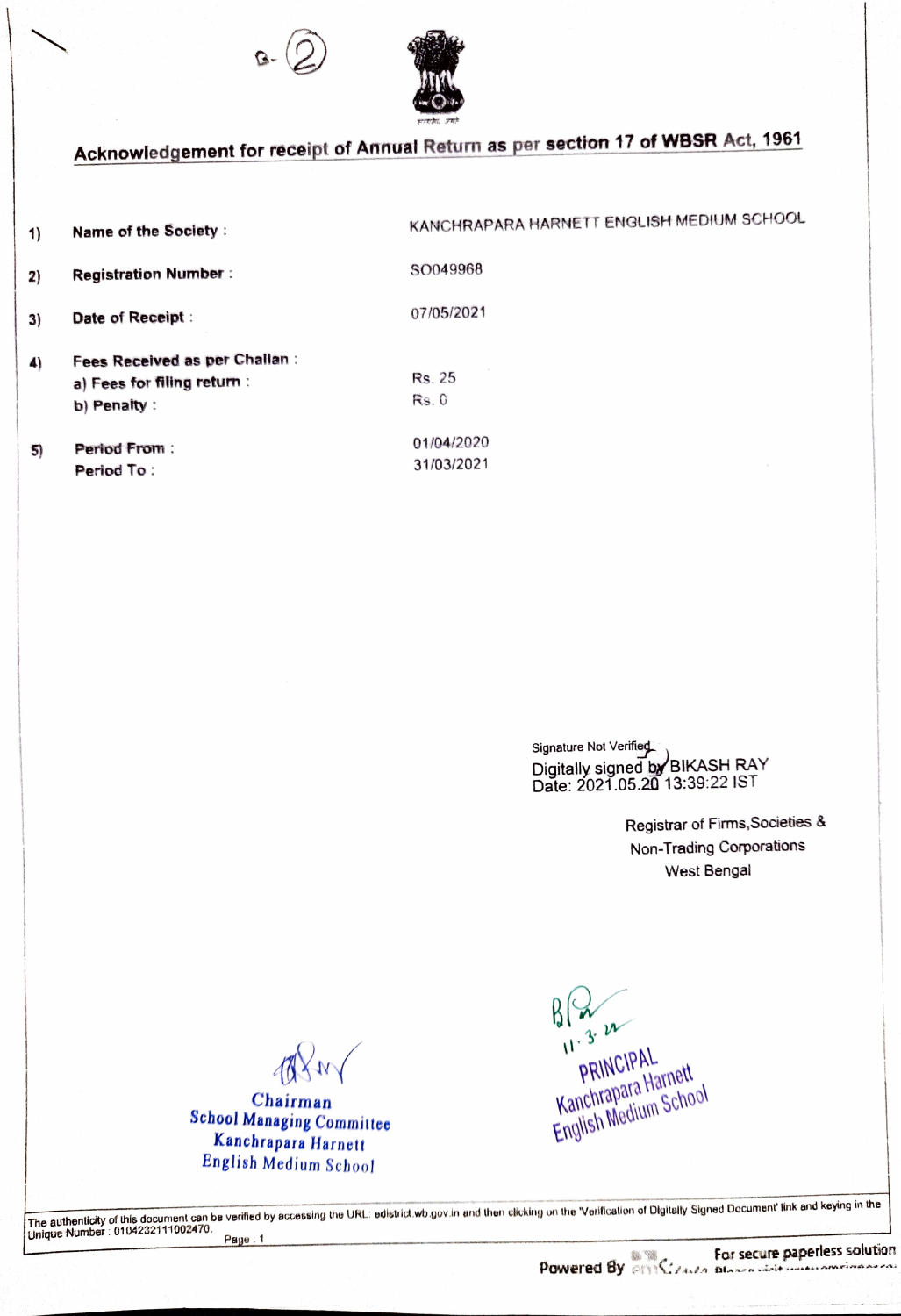B-(2)

## Acknowledgement for receipt of Annual Return as per section 17 of WBSR Act, 1961

1) **Name of the Society :** KANCHRAPARA HARNETT ENGLISH MEDIUM SCHOOL

2) **Registration Number :** SO049968

3) **Date of Receipt :** 07/05/2021

4) **Fees Received as per Challan :**
   a) **Fees for filing return :** Rs. 25
   b) **Penalty :** Rs. 0

5) **Period From :** 01/04/2020
   **Period To :** 31/03/2021

Signature Not Verified
Digitally signed by BIKASH RAY
Date: 2021.05.20 13:39:22 IST

Registrar of Firms,Societies &
Non-Trading Corporations
West Bengal

Chairman
School Managing Committee
Kanchrapara Harnett
English Medium School

11.3.22
PRINCIPAL
Kanchrapara Harnett
English Medium School

The authenticity of this document can be verified by accessing the URL: edistrict.wb.gov.in and then clicking on the 'Verification of Digitally Signed Document' link and keying in the Unique Number : 0104232111002470.

Powered By For secure paperless solution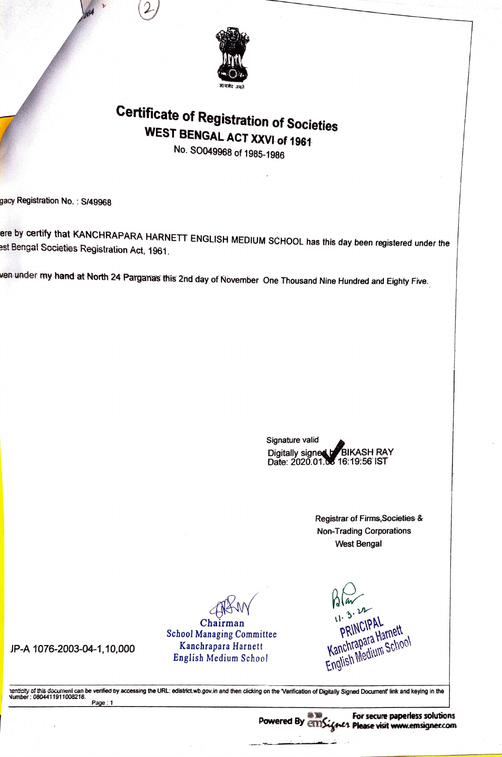# Certificate of Registration of Societies

## WEST BENGAL ACT XXVI of 1961

No. SO049968 of 1985-1986

gacy Registration No. : S/49968

ere by certify that KANCHRAPARA HARNETT ENGLISH MEDIUM SCHOOL has this day been registered under the est Bengal Societies Registration Act, 1961.

ven under my hand at North 24 Parganas this 2nd day of November One Thousand Nine Hundred and Eighty Five.

Signature valid
Digitally signed by BIKASH RAY
Date: 2020.01.08 16:19:56 IST

Registrar of Firms,Societies &
Non-Trading Corporations
West Bengal

Chairman
School Managing Committee
Kanchrapara Harnett
English Medium School

11. 3. 22
PRINCIPAL
Kanchrapara Harnett
English Medium School

JP-A 1076-2003-04-1,10,000

ıenticity of this document can be verified by accessing the URL: edistrict.wb.gov.in and then clicking on the 'Verification of Digitally Signed Document' link and keying in the Number : 0804411911008218.

Powered By emSigner — For secure paperless solutions Please visit www.emsigner.com